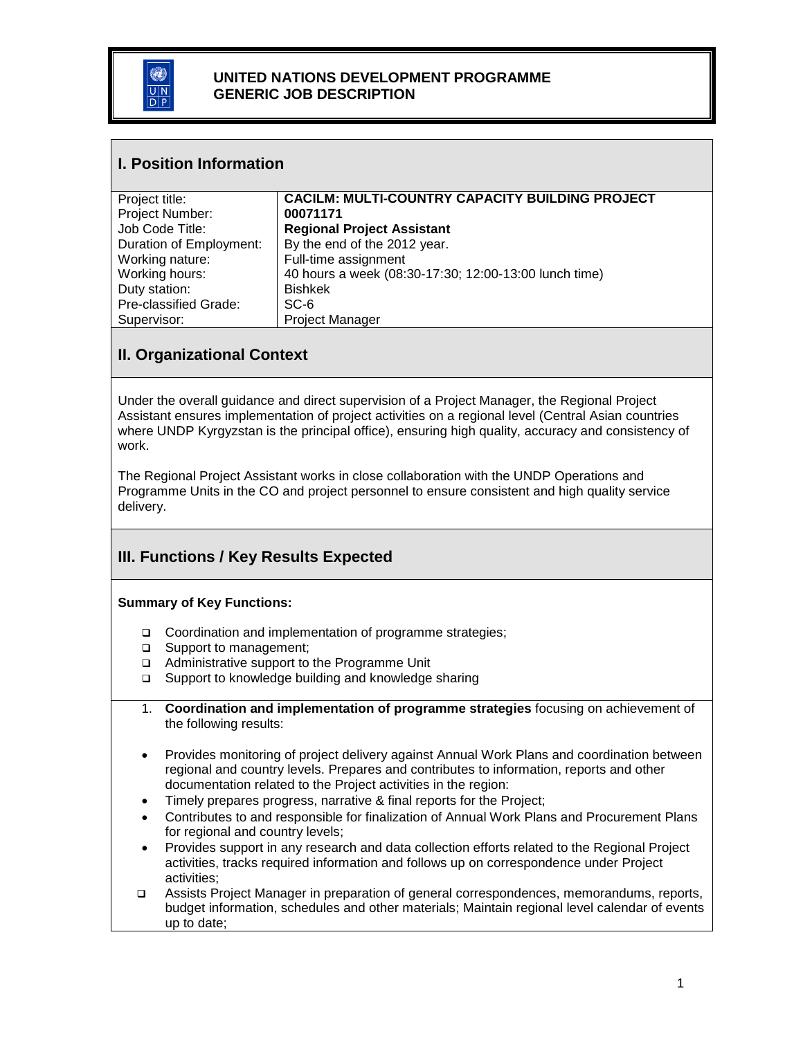# UNITED NATIONS DEVELOPMENT PROGRAMME
# GENERIC JOB DESCRIPTION

## I. Position Information

| | |
|---|---|
| Project title: | **CACILM: MULTI-COUNTRY CAPACITY BUILDING PROJECT** |
| Project Number: | **00071171** |
| Job Code Title: | **Regional Project Assistant** |
| Duration of Employment: | By the end of the 2012 year. |
| Working nature: | Full-time assignment |
| Working hours: | 40 hours a week (08:30-17:30; 12:00-13:00 lunch time) |
| Duty station: | Bishkek |
| Pre-classified Grade: | SC-6 |
| Supervisor: | Project Manager |

## II. Organizational Context

Under the overall guidance and direct supervision of a Project Manager, the Regional Project Assistant ensures implementation of project activities on a regional level (Central Asian countries where UNDP Kyrgyzstan is the principal office), ensuring high quality, accuracy and consistency of work.

The Regional Project Assistant works in close collaboration with the UNDP Operations and Programme Units in the CO and project personnel to ensure consistent and high quality service delivery.

## III. Functions / Key Results Expected

**Summary of Key Functions:**

- Coordination and implementation of programme strategies;
- Support to management;
- Administrative support to the Programme Unit
- Support to knowledge building and knowledge sharing

1. **Coordination and implementation of programme strategies** focusing on achievement of the following results:

- Provides monitoring of project delivery against Annual Work Plans and coordination between regional and country levels. Prepares and contributes to information, reports and other documentation related to the Project activities in the region:
- Timely prepares progress, narrative & final reports for the Project;
- Contributes to and responsible for finalization of Annual Work Plans and Procurement Plans for regional and country levels;
- Provides support in any research and data collection efforts related to the Regional Project activities, tracks required information and follows up on correspondence under Project activities;
- Assists Project Manager in preparation of general correspondences, memorandums, reports, budget information, schedules and other materials; Maintain regional level calendar of events up to date;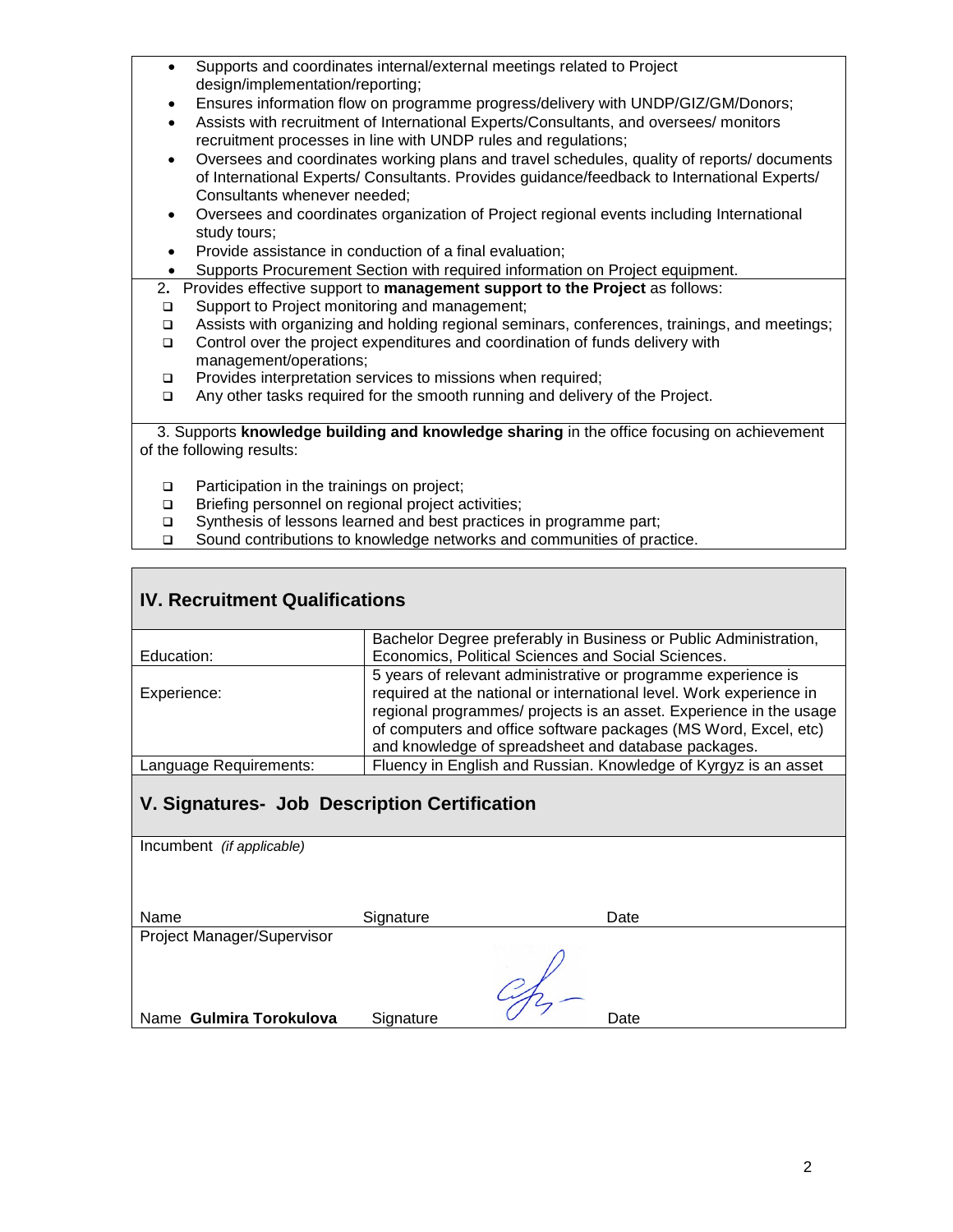- Supports and coordinates internal/external meetings related to Project design/implementation/reporting;
- Ensures information flow on programme progress/delivery with UNDP/GIZ/GM/Donors;
- Assists with recruitment of International Experts/Consultants, and oversees/ monitors recruitment processes in line with UNDP rules and regulations;
- Oversees and coordinates working plans and travel schedules, quality of reports/ documents of International Experts/ Consultants. Provides guidance/feedback to International Experts/ Consultants whenever needed;
- Oversees and coordinates organization of Project regional events including International study tours;
- Provide assistance in conduction of a final evaluation;
- Supports Procurement Section with required information on Project equipment.

2. Provides effective support to **management support to the Project** as follows:

- Support to Project monitoring and management;
- Assists with organizing and holding regional seminars, conferences, trainings, and meetings;
- Control over the project expenditures and coordination of funds delivery with management/operations;
- Provides interpretation services to missions when required;
- Any other tasks required for the smooth running and delivery of the Project.

3. Supports **knowledge building and knowledge sharing** in the office focusing on achievement of the following results:

- Participation in the trainings on project;
- Briefing personnel on regional project activities;
- Synthesis of lessons learned and best practices in programme part;
- Sound contributions to knowledge networks and communities of practice.

## IV. Recruitment Qualifications

| | |
|---|---|
| Education: | Bachelor Degree preferably in Business or Public Administration, Economics, Political Sciences and Social Sciences. |
| Experience: | 5 years of relevant administrative or programme experience is required at the national or international level. Work experience in regional programmes/ projects is an asset. Experience in the usage of computers and office software packages (MS Word, Excel, etc) and knowledge of spreadsheet and database packages. |
| Language Requirements: | Fluency in English and Russian. Knowledge of Kyrgyz is an asset |

## V. Signatures- Job Description Certification

Incumbent *(if applicable)*

| Name | Signature | Date |
|---|---|---|
| | | |

Project Manager/Supervisor

| Name | Signature | Date |
|---|---|---|
| **Gulmira Torokulova** | [signature] | |